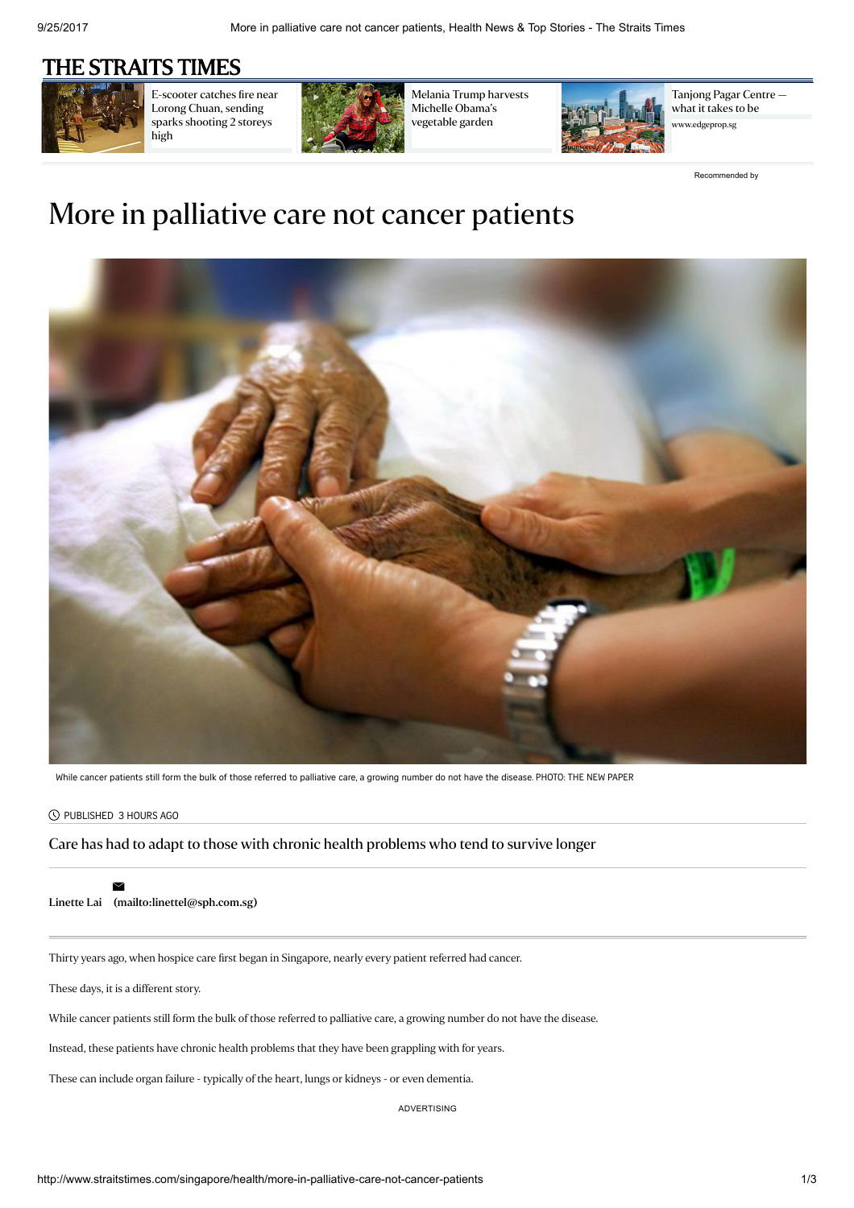# More in palliative care not cancer patients

While cancer patients still form the bulk of those referred to palliative care, a growing number do not have the disease. PHOTO: THE NEW PAPER

PUBLISHED 3 HOURS AGO

Care has had to adapt to those with chronic health problems who tend to survive longer

Linette Lai (mailto:linettel@sph.com.sg)

Thirty years ago, when hospice care first began in Singapore, nearly every patient referred had cancer.

These days, it is a different story.

While cancer patients still form the bulk of those referred to palliative care, a growing number do not have the disease.

Instead, these patients have chronic health problems that they have been grappling with for years.

These can include organ failure - typically of the heart, lungs or kidneys - or even dementia.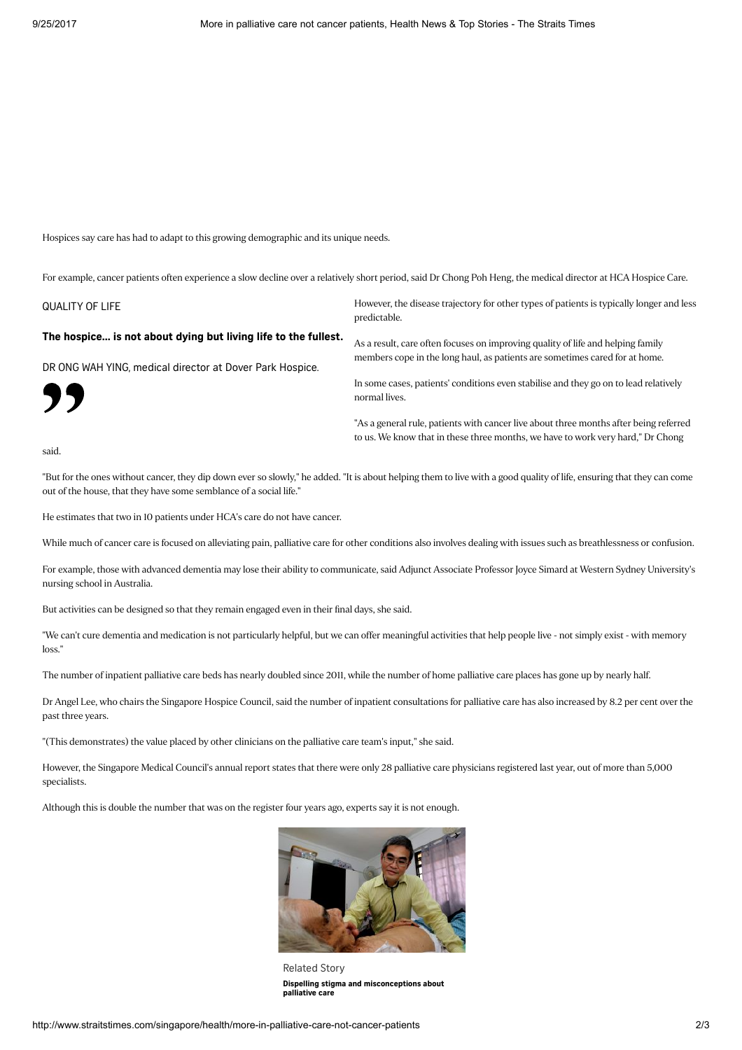Hospices say care has had to adapt to this growing demographic and its unique needs.

For example, cancer patients often experience a slow decline over a relatively short period, said Dr Chong Poh Heng, the medical director at HCA Hospice Care.

However, the disease trajectory for other types of patients is typically longer and less predictable.

As a result, care often focuses on improving quality of life and helping family members cope in the long haul, as patients are sometimes cared for at home.

In some cases, patients' conditions even stabilise and they go on to lead relatively normal lives.

"As a general rule, patients with cancer live about three months after being referred to us. We know that in these three months, we have to work very hard," Dr Chong said.

> QUALITY OF LIFE
>
> **The hospice... is not about dying but living life to the fullest.**
>
> DR ONG WAH YING, medical director at Dover Park Hospice.

"But for the ones without cancer, they dip down ever so slowly," he added. "It is about helping them to live with a good quality of life, ensuring that they can come out of the house, that they have some semblance of a social life."

He estimates that two in 10 patients under HCA's care do not have cancer.

While much of cancer care is focused on alleviating pain, palliative care for other conditions also involves dealing with issues such as breathlessness or confusion.

For example, those with advanced dementia may lose their ability to communicate, said Adjunct Associate Professor Joyce Simard at Western Sydney University's nursing school in Australia.

But activities can be designed so that they remain engaged even in their final days, she said.

"We can't cure dementia and medication is not particularly helpful, but we can offer meaningful activities that help people live - not simply exist - with memory loss."

The number of inpatient palliative care beds has nearly doubled since 2011, while the number of home palliative care places has gone up by nearly half.

Dr Angel Lee, who chairs the Singapore Hospice Council, said the number of inpatient consultations for palliative care has also increased by 8.2 per cent over the past three years.

"(This demonstrates) the value placed by other clinicians on the palliative care team's input," she said.

However, the Singapore Medical Council's annual report states that there were only 28 palliative care physicians registered last year, out of more than 5,000 specialists.

Although this is double the number that was on the register four years ago, experts say it is not enough.

Related Story

**Dispelling stigma and misconceptions about palliative care**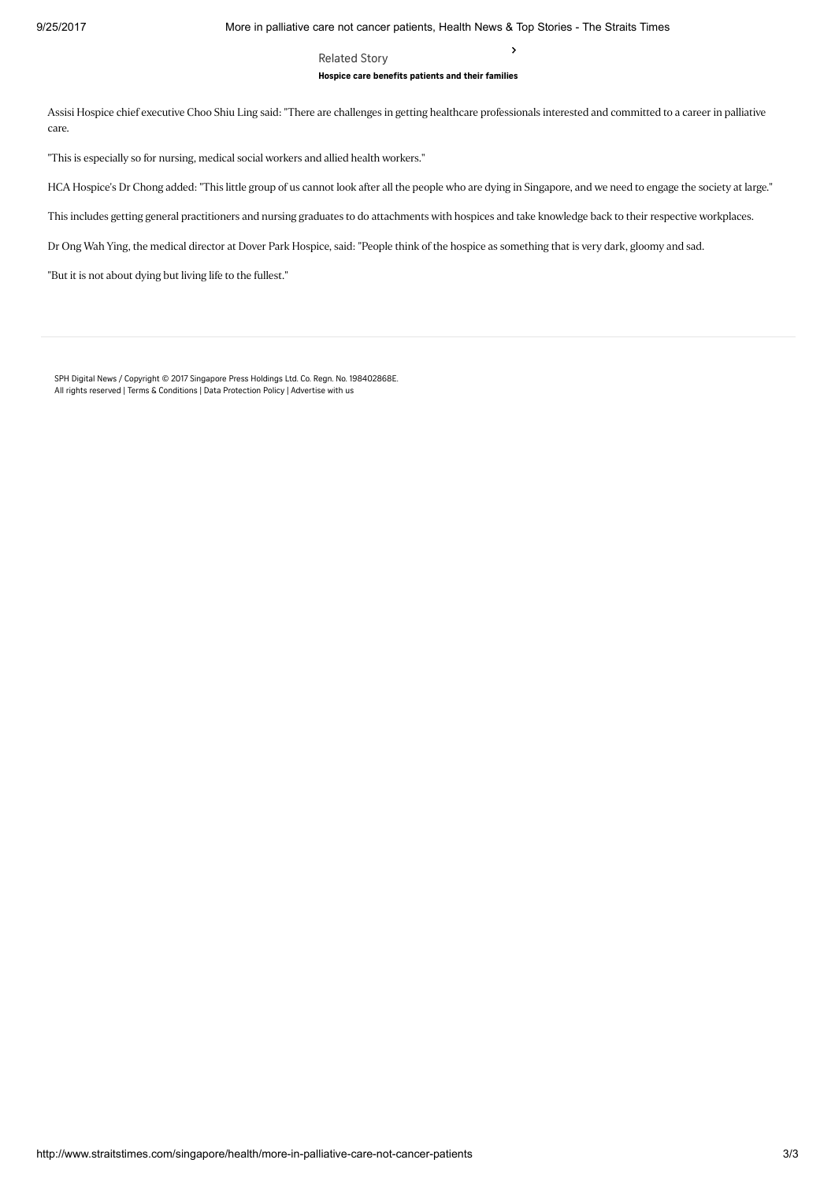Related Story

**Hospice care benefits patients and their families**

Assisi Hospice chief executive Choo Shiu Ling said: "There are challenges in getting healthcare professionals interested and committed to a career in palliative care.

"This is especially so for nursing, medical social workers and allied health workers."

HCA Hospice's Dr Chong added: "This little group of us cannot look after all the people who are dying in Singapore, and we need to engage the society at large."

This includes getting general practitioners and nursing graduates to do attachments with hospices and take knowledge back to their respective workplaces.

Dr Ong Wah Ying, the medical director at Dover Park Hospice, said: "People think of the hospice as something that is very dark, gloomy and sad.

"But it is not about dying but living life to the fullest."

SPH Digital News / Copyright © 2017 Singapore Press Holdings Ltd. Co. Regn. No. 198402868E.
All rights reserved | Terms & Conditions | Data Protection Policy | Advertise with us